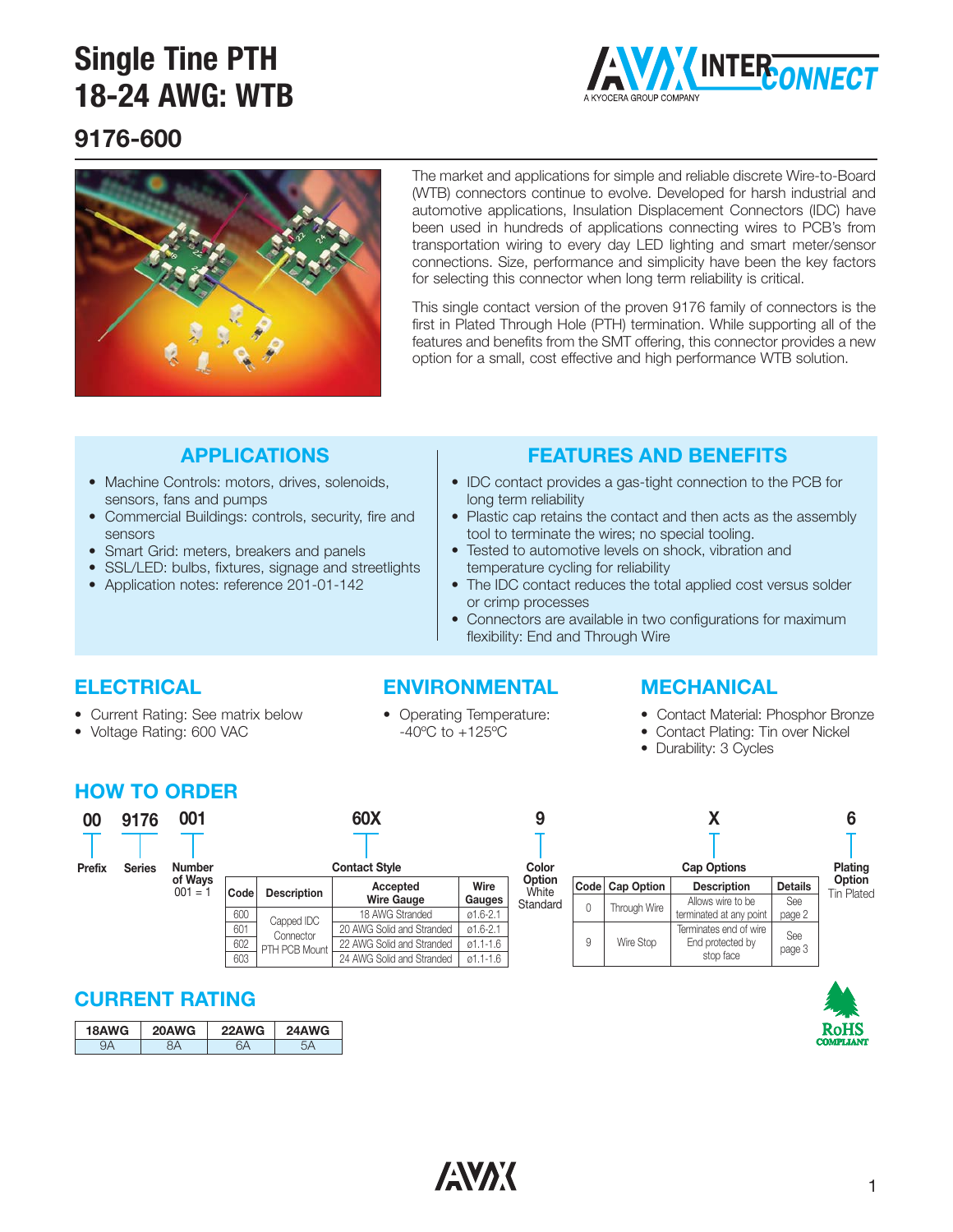# Single Tine PTH 18-24 AWG: WTB

## 9176-600

The market and applications for simple and reliable discrete Wire-to-Board (WTB) connectors continue to evolve. Developed for harsh industrial and automotive applications, Insulation Displacement Connectors (IDC) have been used in hundreds of applications connecting wires to PCB's from transportation wiring to every day LED lighting and smart meter/sensor connections. Size, performance and simplicity have been the key factors for selecting this connector when long term reliability is critical.

This single contact version of the proven 9176 family of connectors is the first in Plated Through Hole (PTH) termination. While supporting all of the features and benefits from the SMT offering, this connector provides a new option for a small, cost effective and high performance WTB solution.

## APPLICATIONS

- Machine Controls: motors, drives, solenoids, sensors, fans and pumps
- Commercial Buildings: controls, security, fire and sensors
- Smart Grid: meters, breakers and panels
- SSL/LED: bulbs, fixtures, signage and streetlights
- Application notes: reference 201-01-142

## FEATURES AND BENEFITS

- IDC contact provides a gas-tight connection to the PCB for long term reliability
- Plastic cap retains the contact and then acts as the assembly tool to terminate the wires; no special tooling.
- Tested to automotive levels on shock, vibration and temperature cycling for reliability
- The IDC contact reduces the total applied cost versus solder or crimp processes
- Connectors are available in two configurations for maximum flexibility: End and Through Wire

## ELECTRICAL

- Current Rating: See matrix below
- Voltage Rating: 600 VAC

## ENVIRONMENTAL

- Operating Temperature: -40ºC to +125ºC

## MECHANICAL

- Contact Material: Phosphor Bronze
- Contact Plating: Tin over Nickel
- Durability: 3 Cycles

## HOW TO ORDER

| 00 | 9176 | 001 | 60X | 9 | X | 6 |
|---|---|---|---|---|---|---|
| Prefix | Series | Number of Ways 001 = 1 | Contact Style | Color Option White Standard | Cap Options | Plating Option Tin Plated |

**Contact Style**

| Code | Description | Accepted Wire Gauge | Wire Gauges |
|---|---|---|---|
| 600 | Capped IDC Connector PTH PCB Mount | 18 AWG Stranded | ø1.6-2.1 |
| 601 | | 20 AWG Solid and Stranded | ø1.6-2.1 |
| 602 | | 22 AWG Solid and Stranded | ø1.1-1.6 |
| 603 | | 24 AWG Solid and Stranded | ø1.1-1.6 |

**Cap Options**

| Code | Cap Option | Description | Details |
|---|---|---|---|
| 0 | Through Wire | Allows wire to be terminated at any point | See page 2 |
| 9 | Wire Stop | Terminates end of wire End protected by stop face | See page 3 |

## CURRENT RATING

| 18AWG | 20AWG | 22AWG | 24AWG |
|---|---|---|---|
| 9A | 8A | 6A | 5A |

RoHS COMPLIANT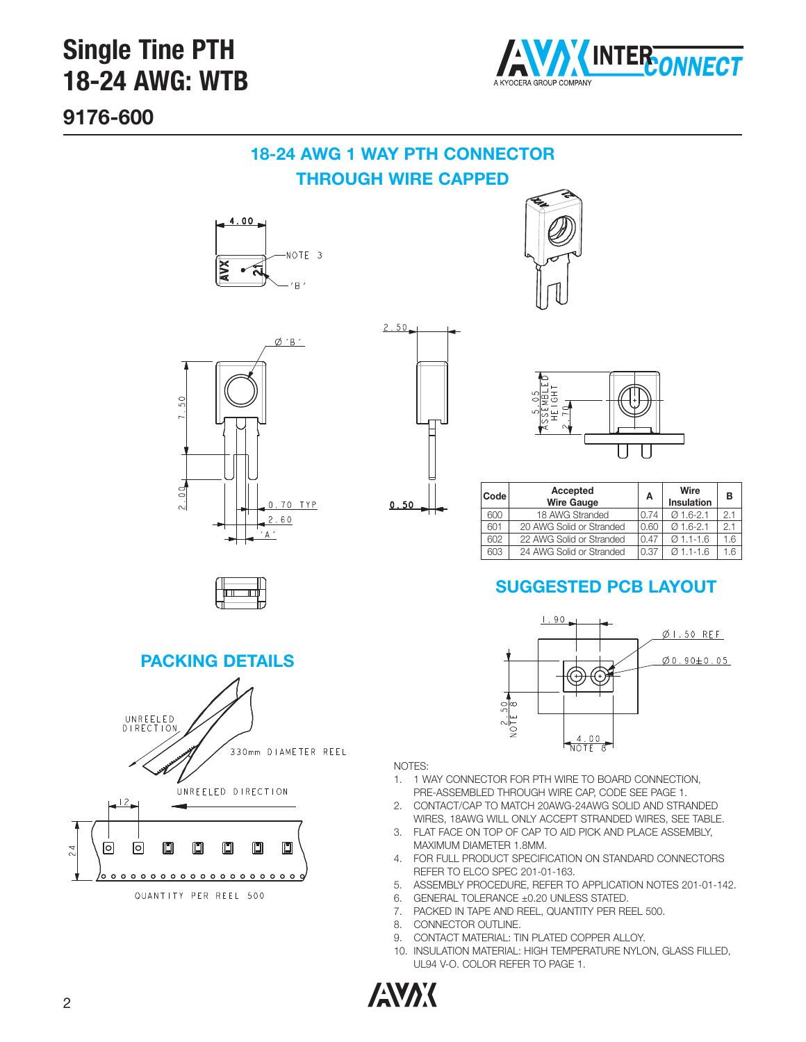# Single Tine PTH 18-24 AWG: WTB

## 9176-600

### 18-24 AWG 1 WAY PTH CONNECTOR THROUGH WIRE CAPPED

| Code | Accepted Wire Gauge | A | Wire Insulation | B |
|---|---|---|---|---|
| 600 | 18 AWG Stranded | 0.74 | Ø 1.6-2.1 | 2.1 |
| 601 | 20 AWG Solid or Stranded | 0.60 | Ø 1.6-2.1 | 2.1 |
| 602 | 22 AWG Solid or Stranded | 0.47 | Ø 1.1-1.6 | 1.6 |
| 603 | 24 AWG Solid or Stranded | 0.37 | Ø 1.1-1.6 | 1.6 |

### SUGGESTED PCB LAYOUT

### PACKING DETAILS

NOTES:

1. 1 WAY CONNECTOR FOR PTH WIRE TO BOARD CONNECTION, PRE-ASSEMBLED THROUGH WIRE CAP, CODE SEE PAGE 1.
2. CONTACT/CAP TO MATCH 20AWG-24AWG SOLID AND STRANDED WIRES, 18AWG WILL ONLY ACCEPT STRANDED WIRES, SEE TABLE.
3. FLAT FACE ON TOP OF CAP TO AID PICK AND PLACE ASSEMBLY, MAXIMUM DIAMETER 1.8MM.
4. FOR FULL PRODUCT SPECIFICATION ON STANDARD CONNECTORS REFER TO ELCO SPEC 201-01-163.
5. ASSEMBLY PROCEDURE, REFER TO APPLICATION NOTES 201-01-142.
6. GENERAL TOLERANCE ±0.20 UNLESS STATED.
7. PACKED IN TAPE AND REEL, QUANTITY PER REEL 500.
8. CONNECTOR OUTLINE.
9. CONTACT MATERIAL: TIN PLATED COPPER ALLOY.
10. INSULATION MATERIAL: HIGH TEMPERATURE NYLON, GLASS FILLED, UL94 V-O. COLOR REFER TO PAGE 1.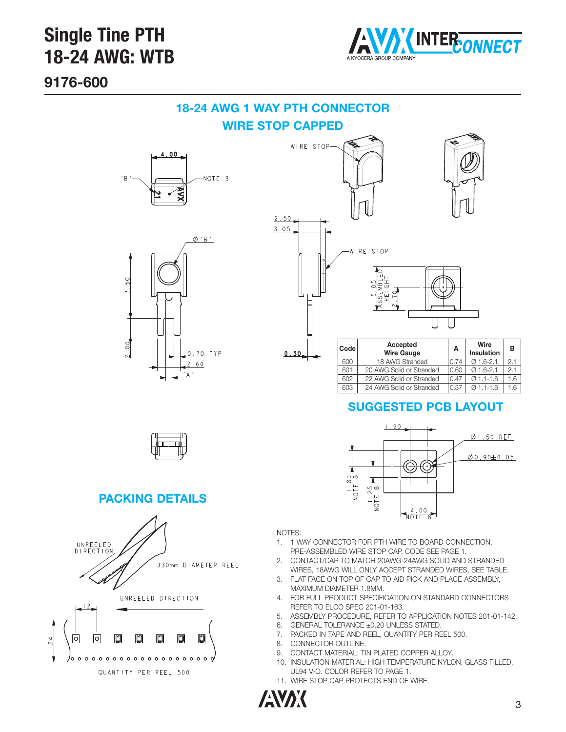# Single Tine PTH 18-24 AWG: WTB

## 9176-600

### 18-24 AWG 1 WAY PTH CONNECTOR WIRE STOP CAPPED

| Code | Accepted Wire Gauge | A | Wire Insulation | B |
|---|---|---|---|---|
| 600 | 18 AWG Stranded | 0.74 | Ø 1.6-2.1 | 2.1 |
| 601 | 20 AWG Solid or Stranded | 0.60 | Ø 1.6-2.1 | 2.1 |
| 602 | 22 AWG Solid or Stranded | 0.47 | Ø 1.1-1.6 | 1.6 |
| 603 | 24 AWG Solid or Stranded | 0.37 | Ø 1.1-1.6 | 1.6 |

### SUGGESTED PCB LAYOUT

### PACKING DETAILS

NOTES:

1. 1 WAY CONNECTOR FOR PTH WIRE TO BOARD CONNECTION, PRE-ASSEMBLED WIRE STOP CAP, CODE SEE PAGE 1.
2. CONTACT/CAP TO MATCH 20AWG-24AWG SOLID AND STRANDED WIRES, 18AWG WILL ONLY ACCEPT STRANDED WIRES, SEE TABLE.
3. FLAT FACE ON TOP OF CAP TO AID PICK AND PLACE ASSEMBLY, MAXIMUM DIAMETER 1.8MM.
4. FOR FULL PRODUCT SPECIFICATION ON STANDARD CONNECTORS REFER TO ELCO SPEC 201-01-163.
5. ASSEMBLY PROCEDURE, REFER TO APPLICATION NOTES 201-01-142.
6. GENERAL TOLERANCE ±0.20 UNLESS STATED.
7. PACKED IN TAPE AND REEL, QUANTITY PER REEL 500.
8. CONNECTOR OUTLINE.
9. CONTACT MATERIAL: TIN PLATED COPPER ALLOY.
10. INSULATION MATERIAL: HIGH TEMPERATURE NYLON, GLASS FILLED, UL94 V-O. COLOR REFER TO PAGE 1.
11. WIRE STOP CAP PROTECTS END OF WIRE.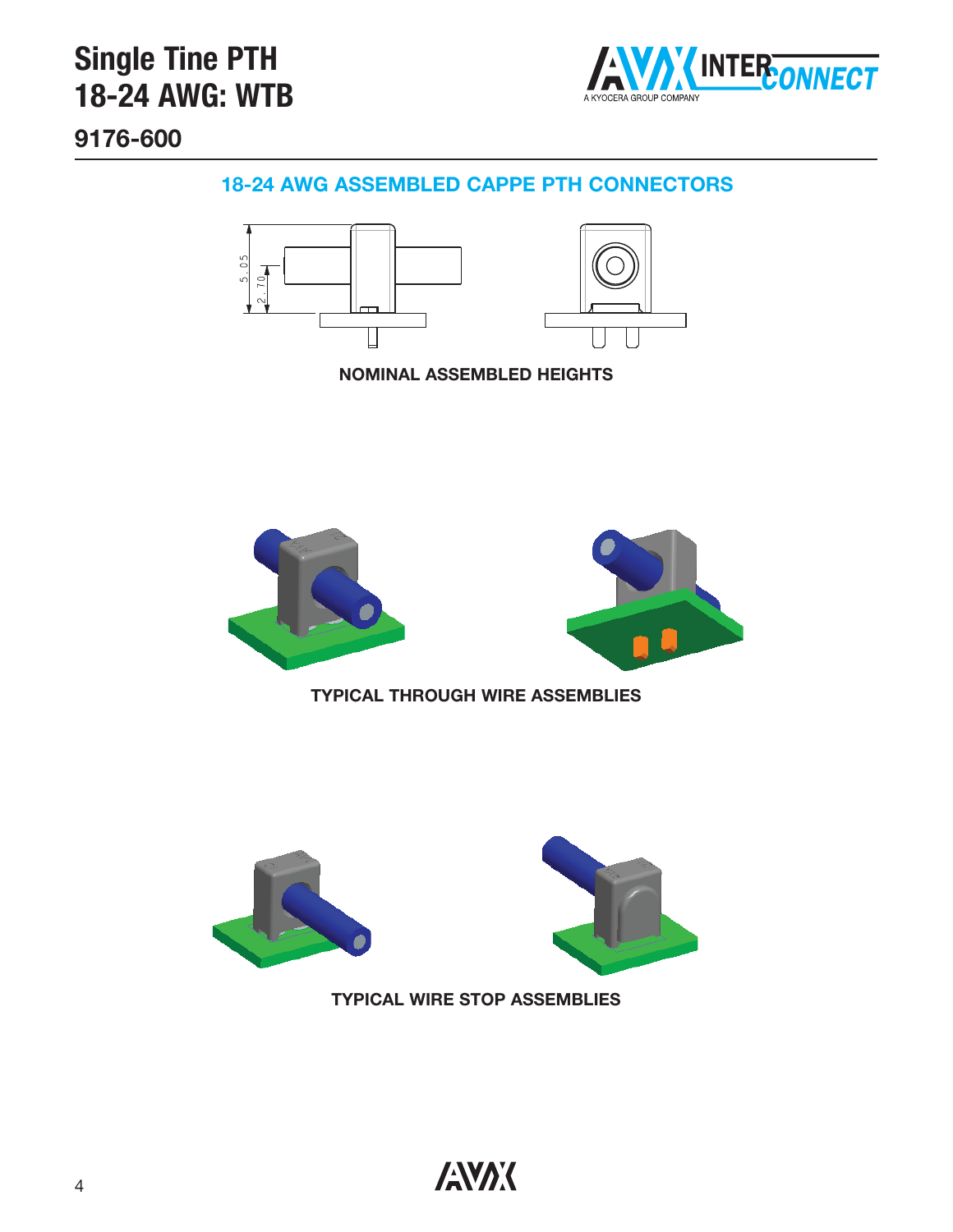# Single Tine PTH
# 18-24 AWG: WTB

## 9176-600

### 18-24 AWG ASSEMBLED CAPPE PTH CONNECTORS

5.05

2.70

NOMINAL ASSEMBLED HEIGHTS

TYPICAL THROUGH WIRE ASSEMBLIES

TYPICAL WIRE STOP ASSEMBLIES